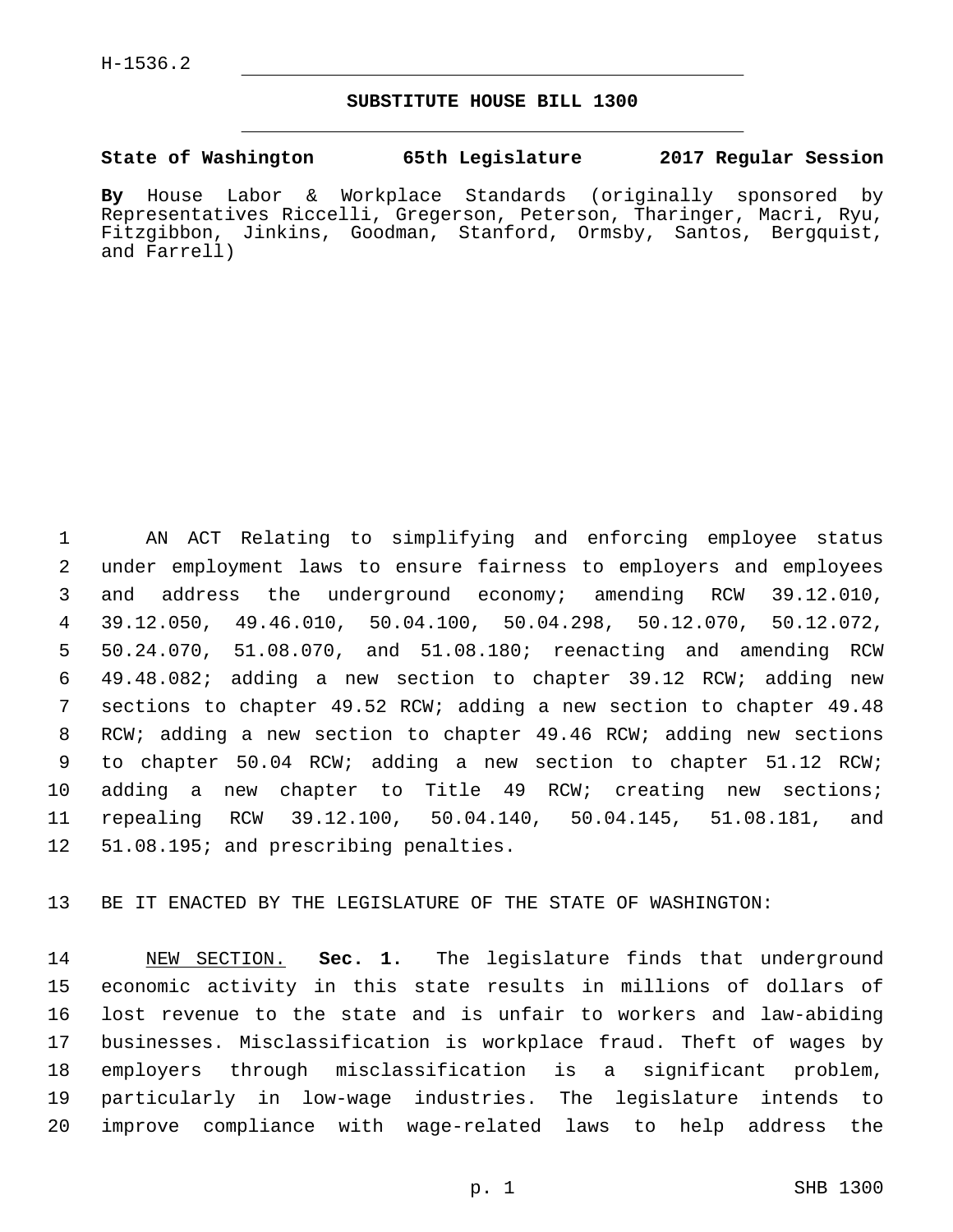H-1536.2

# SUBSTITUTE HOUSE BILL 1300

**State of Washington 65th Legislature 2017 Regular Session**

**By** House Labor & Workplace Standards (originally sponsored by Representatives Riccelli, Gregerson, Peterson, Tharinger, Macri, Ryu, Fitzgibbon, Jinkins, Goodman, Stanford, Ormsby, Santos, Bergquist, and Farrell)

AN ACT Relating to simplifying and enforcing employee status under employment laws to ensure fairness to employers and employees and address the underground economy; amending RCW 39.12.010, 39.12.050, 49.46.010, 50.04.100, 50.04.298, 50.12.070, 50.12.072, 50.24.070, 51.08.070, and 51.08.180; reenacting and amending RCW 49.48.082; adding a new section to chapter 39.12 RCW; adding new sections to chapter 49.52 RCW; adding a new section to chapter 49.48 RCW; adding a new section to chapter 49.46 RCW; adding new sections to chapter 50.04 RCW; adding a new section to chapter 51.12 RCW; adding a new chapter to Title 49 RCW; creating new sections; repealing RCW 39.12.100, 50.04.140, 50.04.145, 51.08.181, and 51.08.195; and prescribing penalties.

BE IT ENACTED BY THE LEGISLATURE OF THE STATE OF WASHINGTON:

NEW SECTION. **Sec. 1.** The legislature finds that underground economic activity in this state results in millions of dollars of lost revenue to the state and is unfair to workers and law-abiding businesses. Misclassification is workplace fraud. Theft of wages by employers through misclassification is a significant problem, particularly in low-wage industries. The legislature intends to improve compliance with wage-related laws to help address the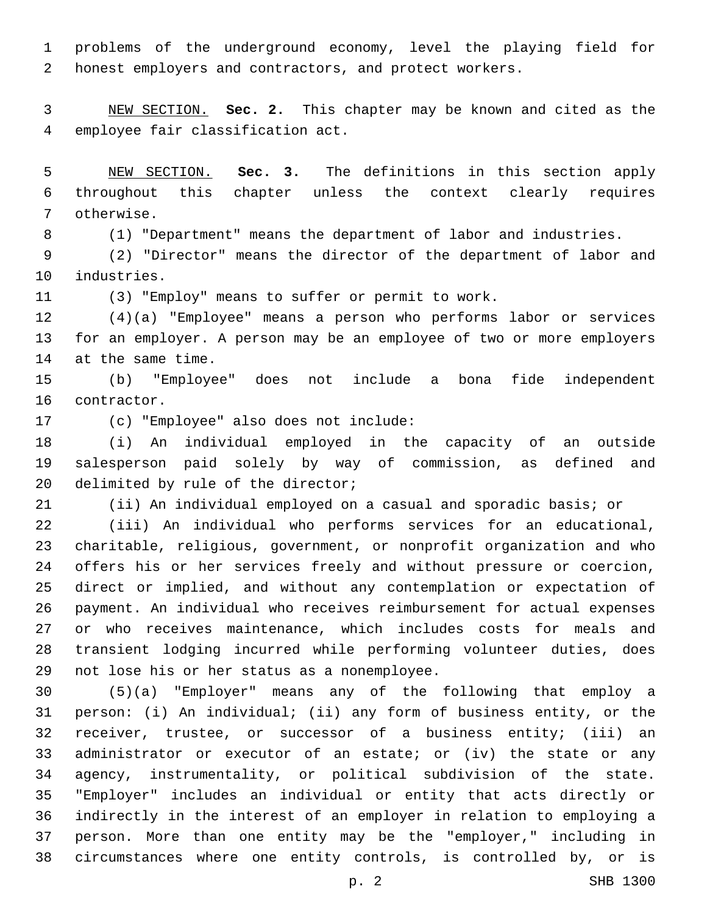problems of the underground economy, level the playing field for honest employers and contractors, and protect workers.

NEW SECTION. **Sec. 2.** This chapter may be known and cited as the employee fair classification act.

NEW SECTION. **Sec. 3.** The definitions in this section apply throughout this chapter unless the context clearly requires otherwise.

(1) "Department" means the department of labor and industries.

(2) "Director" means the director of the department of labor and industries.

(3) "Employ" means to suffer or permit to work.

(4)(a) "Employee" means a person who performs labor or services for an employer. A person may be an employee of two or more employers at the same time.

(b) "Employee" does not include a bona fide independent contractor.

(c) "Employee" also does not include:

(i) An individual employed in the capacity of an outside salesperson paid solely by way of commission, as defined and delimited by rule of the director;

(ii) An individual employed on a casual and sporadic basis; or

(iii) An individual who performs services for an educational, charitable, religious, government, or nonprofit organization and who offers his or her services freely and without pressure or coercion, direct or implied, and without any contemplation or expectation of payment. An individual who receives reimbursement for actual expenses or who receives maintenance, which includes costs for meals and transient lodging incurred while performing volunteer duties, does not lose his or her status as a nonemployee.

(5)(a) "Employer" means any of the following that employ a person: (i) An individual; (ii) any form of business entity, or the receiver, trustee, or successor of a business entity; (iii) an administrator or executor of an estate; or (iv) the state or any agency, instrumentality, or political subdivision of the state. "Employer" includes an individual or entity that acts directly or indirectly in the interest of an employer in relation to employing a person. More than one entity may be the "employer," including in circumstances where one entity controls, is controlled by, or is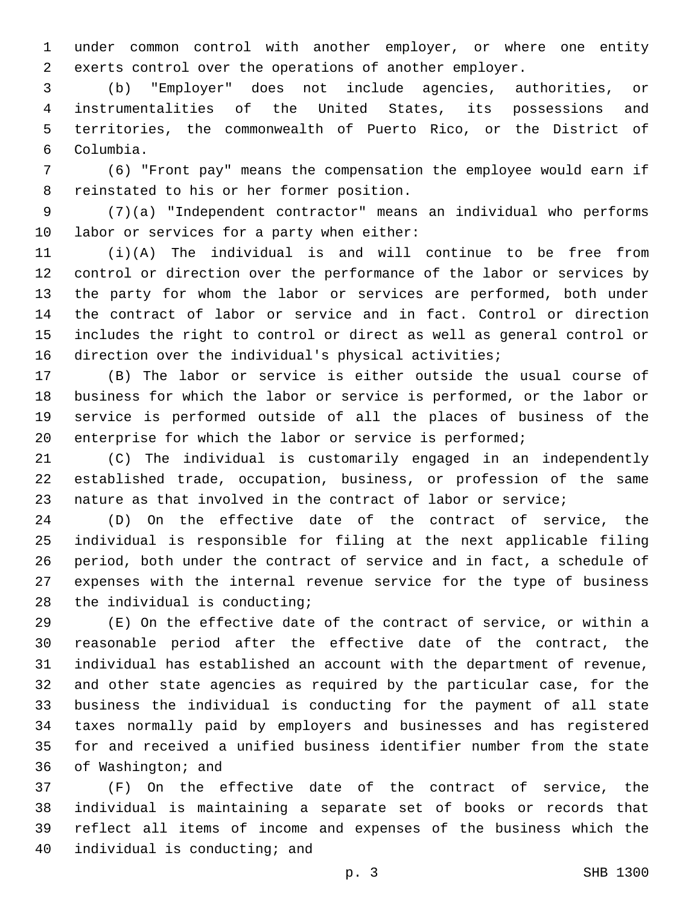under common control with another employer, or where one entity exerts control over the operations of another employer.

(b) "Employer" does not include agencies, authorities, or instrumentalities of the United States, its possessions and territories, the commonwealth of Puerto Rico, or the District of Columbia.

(6) "Front pay" means the compensation the employee would earn if reinstated to his or her former position.

(7)(a) "Independent contractor" means an individual who performs labor or services for a party when either:

(i)(A) The individual is and will continue to be free from control or direction over the performance of the labor or services by the party for whom the labor or services are performed, both under the contract of labor or service and in fact. Control or direction includes the right to control or direct as well as general control or direction over the individual's physical activities;

(B) The labor or service is either outside the usual course of business for which the labor or service is performed, or the labor or service is performed outside of all the places of business of the enterprise for which the labor or service is performed;

(C) The individual is customarily engaged in an independently established trade, occupation, business, or profession of the same nature as that involved in the contract of labor or service;

(D) On the effective date of the contract of service, the individual is responsible for filing at the next applicable filing period, both under the contract of service and in fact, a schedule of expenses with the internal revenue service for the type of business the individual is conducting;

(E) On the effective date of the contract of service, or within a reasonable period after the effective date of the contract, the individual has established an account with the department of revenue, and other state agencies as required by the particular case, for the business the individual is conducting for the payment of all state taxes normally paid by employers and businesses and has registered for and received a unified business identifier number from the state of Washington; and

(F) On the effective date of the contract of service, the individual is maintaining a separate set of books or records that reflect all items of income and expenses of the business which the individual is conducting; and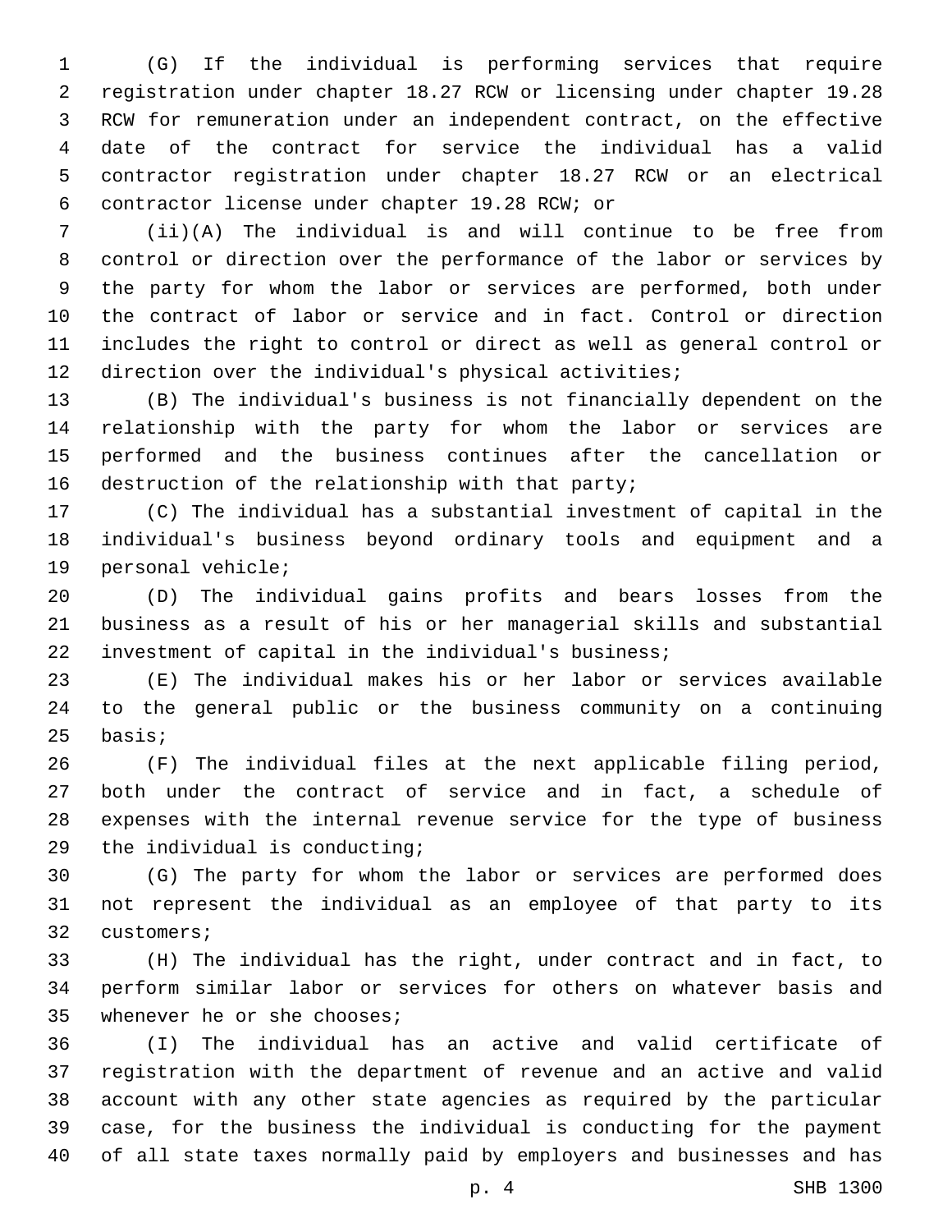(G) If the individual is performing services that require registration under chapter 18.27 RCW or licensing under chapter 19.28 RCW for remuneration under an independent contract, on the effective date of the contract for service the individual has a valid contractor registration under chapter 18.27 RCW or an electrical contractor license under chapter 19.28 RCW; or

(ii)(A) The individual is and will continue to be free from control or direction over the performance of the labor or services by the party for whom the labor or services are performed, both under the contract of labor or service and in fact. Control or direction includes the right to control or direct as well as general control or direction over the individual's physical activities;

(B) The individual's business is not financially dependent on the relationship with the party for whom the labor or services are performed and the business continues after the cancellation or destruction of the relationship with that party;

(C) The individual has a substantial investment of capital in the individual's business beyond ordinary tools and equipment and a personal vehicle;

(D) The individual gains profits and bears losses from the business as a result of his or her managerial skills and substantial investment of capital in the individual's business;

(E) The individual makes his or her labor or services available to the general public or the business community on a continuing basis;

(F) The individual files at the next applicable filing period, both under the contract of service and in fact, a schedule of expenses with the internal revenue service for the type of business the individual is conducting;

(G) The party for whom the labor or services are performed does not represent the individual as an employee of that party to its customers;

(H) The individual has the right, under contract and in fact, to perform similar labor or services for others on whatever basis and whenever he or she chooses;

(I) The individual has an active and valid certificate of registration with the department of revenue and an active and valid account with any other state agencies as required by the particular case, for the business the individual is conducting for the payment of all state taxes normally paid by employers and businesses and has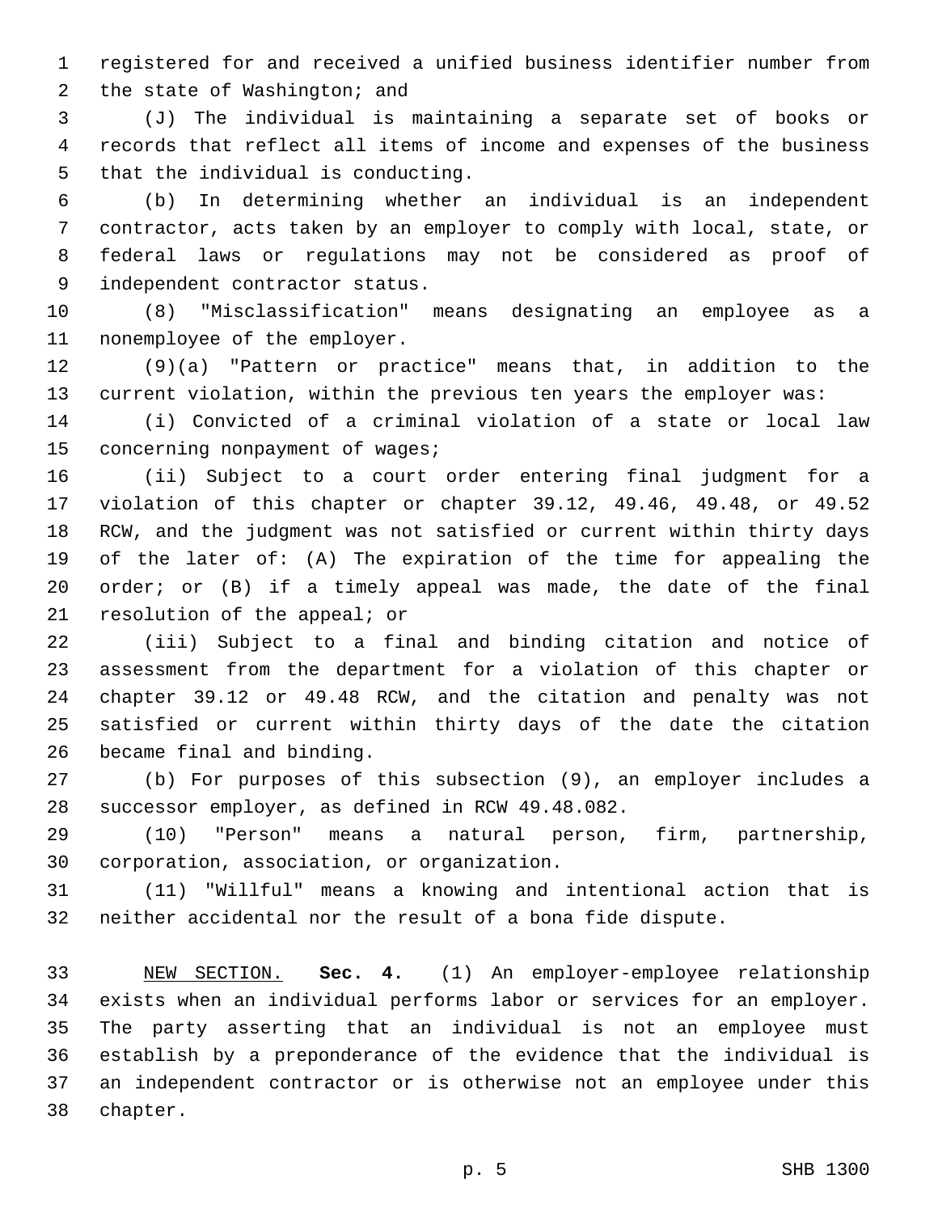registered for and received a unified business identifier number from the state of Washington; and

(J) The individual is maintaining a separate set of books or records that reflect all items of income and expenses of the business that the individual is conducting.

(b) In determining whether an individual is an independent contractor, acts taken by an employer to comply with local, state, or federal laws or regulations may not be considered as proof of independent contractor status.

(8) "Misclassification" means designating an employee as a nonemployee of the employer.

(9)(a) "Pattern or practice" means that, in addition to the current violation, within the previous ten years the employer was:

(i) Convicted of a criminal violation of a state or local law concerning nonpayment of wages;

(ii) Subject to a court order entering final judgment for a violation of this chapter or chapter 39.12, 49.46, 49.48, or 49.52 RCW, and the judgment was not satisfied or current within thirty days of the later of: (A) The expiration of the time for appealing the order; or (B) if a timely appeal was made, the date of the final resolution of the appeal; or

(iii) Subject to a final and binding citation and notice of assessment from the department for a violation of this chapter or chapter 39.12 or 49.48 RCW, and the citation and penalty was not satisfied or current within thirty days of the date the citation became final and binding.

(b) For purposes of this subsection (9), an employer includes a successor employer, as defined in RCW 49.48.082.

(10) "Person" means a natural person, firm, partnership, corporation, association, or organization.

(11) "Willful" means a knowing and intentional action that is neither accidental nor the result of a bona fide dispute.

NEW SECTION. **Sec. 4.** (1) An employer-employee relationship exists when an individual performs labor or services for an employer. The party asserting that an individual is not an employee must establish by a preponderance of the evidence that the individual is an independent contractor or is otherwise not an employee under this chapter.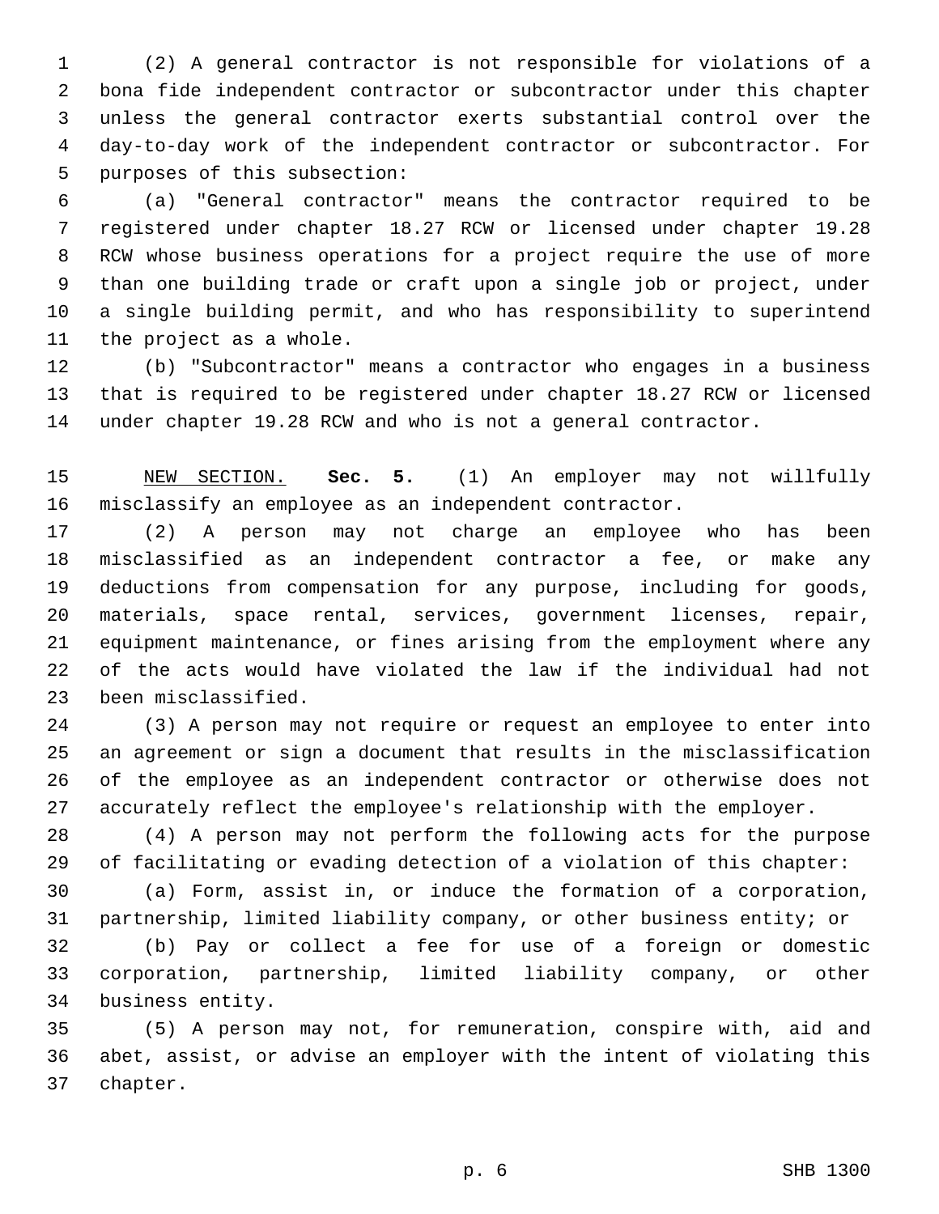(2) A general contractor is not responsible for violations of a bona fide independent contractor or subcontractor under this chapter unless the general contractor exerts substantial control over the day-to-day work of the independent contractor or subcontractor. For purposes of this subsection:

(a) "General contractor" means the contractor required to be registered under chapter 18.27 RCW or licensed under chapter 19.28 RCW whose business operations for a project require the use of more than one building trade or craft upon a single job or project, under a single building permit, and who has responsibility to superintend the project as a whole.

(b) "Subcontractor" means a contractor who engages in a business that is required to be registered under chapter 18.27 RCW or licensed under chapter 19.28 RCW and who is not a general contractor.

NEW SECTION. **Sec. 5.** (1) An employer may not willfully misclassify an employee as an independent contractor.

(2) A person may not charge an employee who has been misclassified as an independent contractor a fee, or make any deductions from compensation for any purpose, including for goods, materials, space rental, services, government licenses, repair, equipment maintenance, or fines arising from the employment where any of the acts would have violated the law if the individual had not been misclassified.

(3) A person may not require or request an employee to enter into an agreement or sign a document that results in the misclassification of the employee as an independent contractor or otherwise does not accurately reflect the employee's relationship with the employer.

(4) A person may not perform the following acts for the purpose of facilitating or evading detection of a violation of this chapter:

(a) Form, assist in, or induce the formation of a corporation, partnership, limited liability company, or other business entity; or

(b) Pay or collect a fee for use of a foreign or domestic corporation, partnership, limited liability company, or other business entity.

(5) A person may not, for remuneration, conspire with, aid and abet, assist, or advise an employer with the intent of violating this chapter.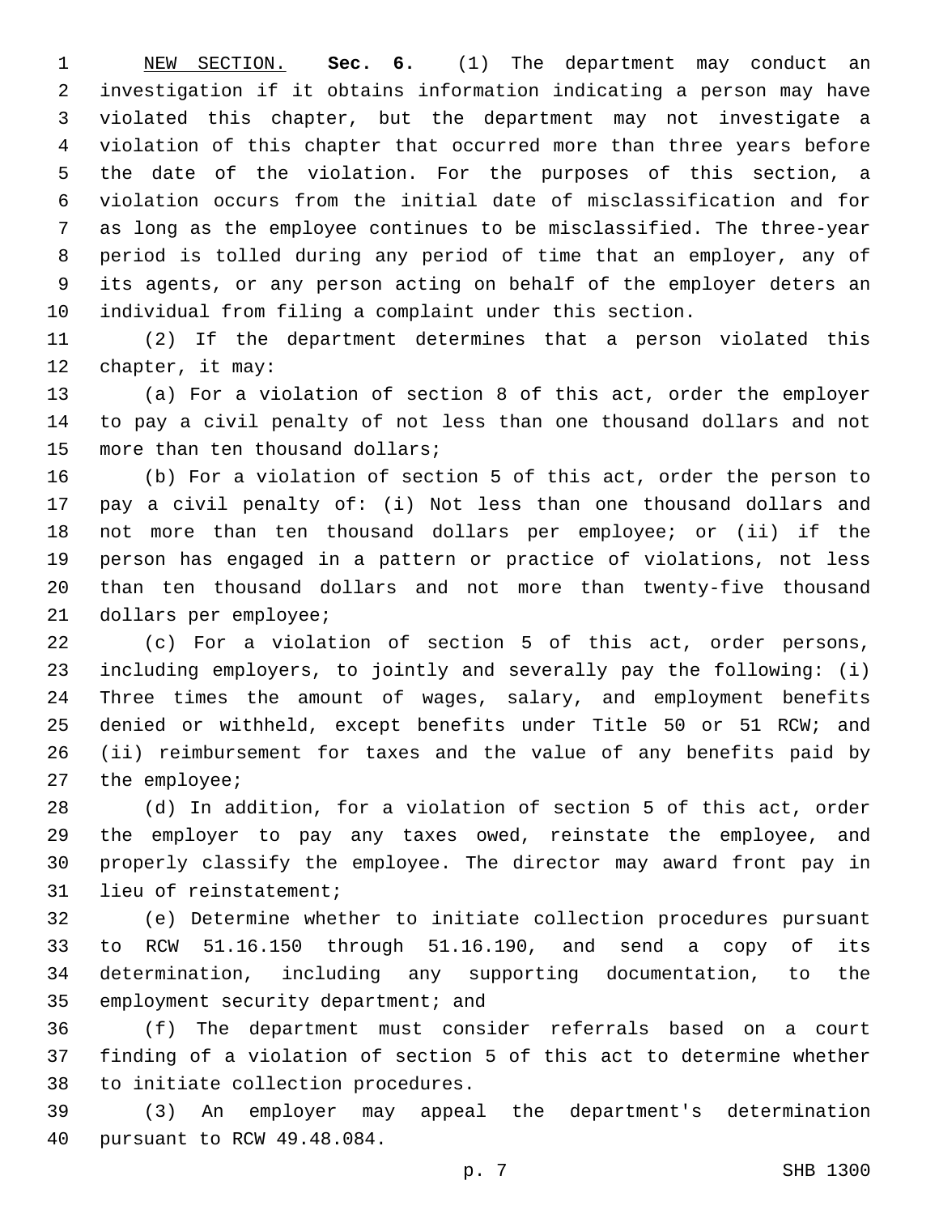NEW SECTION. **Sec. 6.** (1) The department may conduct an investigation if it obtains information indicating a person may have violated this chapter, but the department may not investigate a violation of this chapter that occurred more than three years before the date of the violation. For the purposes of this section, a violation occurs from the initial date of misclassification and for as long as the employee continues to be misclassified. The three-year period is tolled during any period of time that an employer, any of its agents, or any person acting on behalf of the employer deters an individual from filing a complaint under this section.

(2) If the department determines that a person violated this chapter, it may:

(a) For a violation of section 8 of this act, order the employer to pay a civil penalty of not less than one thousand dollars and not more than ten thousand dollars;

(b) For a violation of section 5 of this act, order the person to pay a civil penalty of: (i) Not less than one thousand dollars and not more than ten thousand dollars per employee; or (ii) if the person has engaged in a pattern or practice of violations, not less than ten thousand dollars and not more than twenty-five thousand dollars per employee;

(c) For a violation of section 5 of this act, order persons, including employers, to jointly and severally pay the following: (i) Three times the amount of wages, salary, and employment benefits denied or withheld, except benefits under Title 50 or 51 RCW; and (ii) reimbursement for taxes and the value of any benefits paid by the employee;

(d) In addition, for a violation of section 5 of this act, order the employer to pay any taxes owed, reinstate the employee, and properly classify the employee. The director may award front pay in lieu of reinstatement;

(e) Determine whether to initiate collection procedures pursuant to RCW 51.16.150 through 51.16.190, and send a copy of its determination, including any supporting documentation, to the employment security department; and

(f) The department must consider referrals based on a court finding of a violation of section 5 of this act to determine whether to initiate collection procedures.

(3) An employer may appeal the department's determination pursuant to RCW 49.48.084.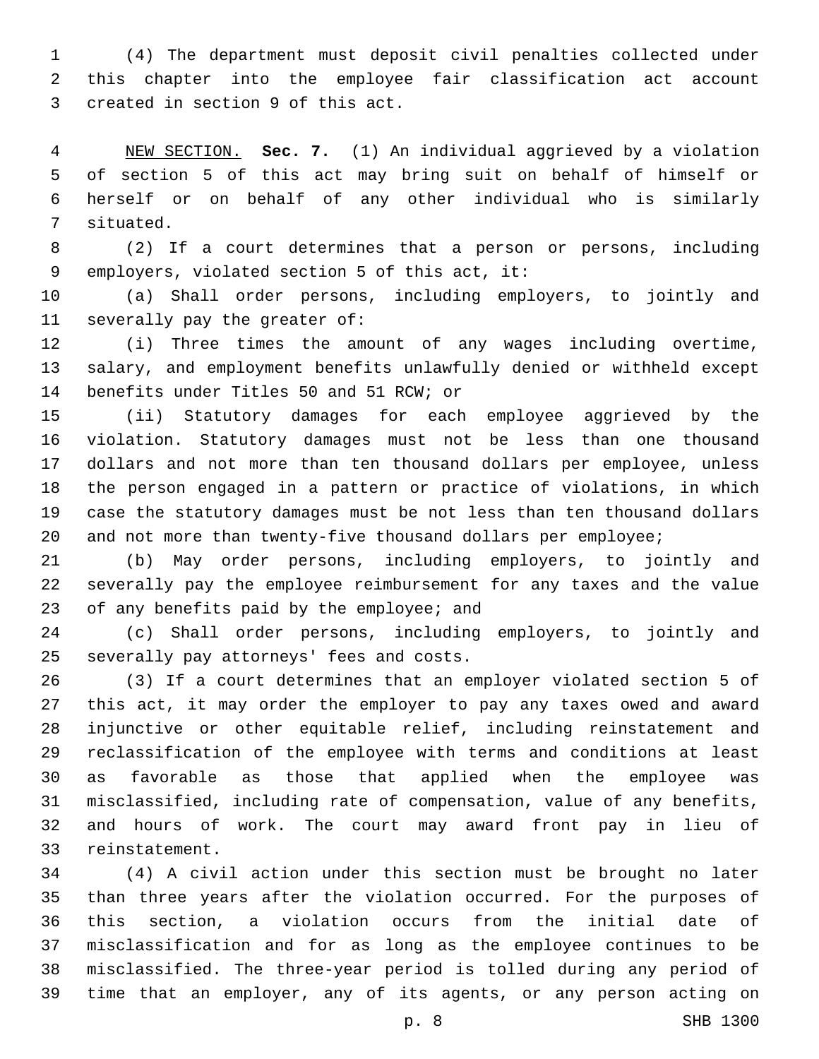(4) The department must deposit civil penalties collected under this chapter into the employee fair classification act account created in section 9 of this act.

NEW SECTION. **Sec. 7.** (1) An individual aggrieved by a violation of section 5 of this act may bring suit on behalf of himself or herself or on behalf of any other individual who is similarly situated.

(2) If a court determines that a person or persons, including employers, violated section 5 of this act, it:

(a) Shall order persons, including employers, to jointly and severally pay the greater of:

(i) Three times the amount of any wages including overtime, salary, and employment benefits unlawfully denied or withheld except benefits under Titles 50 and 51 RCW; or

(ii) Statutory damages for each employee aggrieved by the violation. Statutory damages must not be less than one thousand dollars and not more than ten thousand dollars per employee, unless the person engaged in a pattern or practice of violations, in which case the statutory damages must be not less than ten thousand dollars and not more than twenty-five thousand dollars per employee;

(b) May order persons, including employers, to jointly and severally pay the employee reimbursement for any taxes and the value of any benefits paid by the employee; and

(c) Shall order persons, including employers, to jointly and severally pay attorneys' fees and costs.

(3) If a court determines that an employer violated section 5 of this act, it may order the employer to pay any taxes owed and award injunctive or other equitable relief, including reinstatement and reclassification of the employee with terms and conditions at least as favorable as those that applied when the employee was misclassified, including rate of compensation, value of any benefits, and hours of work. The court may award front pay in lieu of reinstatement.

(4) A civil action under this section must be brought no later than three years after the violation occurred. For the purposes of this section, a violation occurs from the initial date of misclassification and for as long as the employee continues to be misclassified. The three-year period is tolled during any period of time that an employer, any of its agents, or any person acting on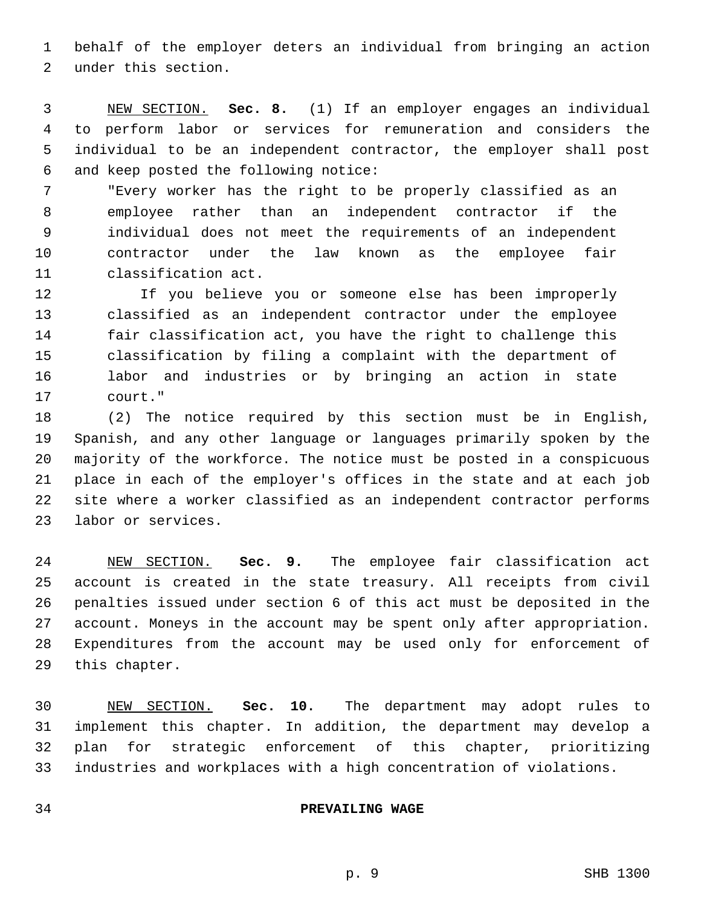behalf of the employer deters an individual from bringing an action under this section.

NEW SECTION. **Sec. 8.** (1) If an employer engages an individual to perform labor or services for remuneration and considers the individual to be an independent contractor, the employer shall post and keep posted the following notice:

> "Every worker has the right to be properly classified as an employee rather than an independent contractor if the individual does not meet the requirements of an independent contractor under the law known as the employee fair classification act.
>
> If you believe you or someone else has been improperly classified as an independent contractor under the employee fair classification act, you have the right to challenge this classification by filing a complaint with the department of labor and industries or by bringing an action in state court."

(2) The notice required by this section must be in English, Spanish, and any other language or languages primarily spoken by the majority of the workforce. The notice must be posted in a conspicuous place in each of the employer's offices in the state and at each job site where a worker classified as an independent contractor performs labor or services.

NEW SECTION. **Sec. 9.** The employee fair classification act account is created in the state treasury. All receipts from civil penalties issued under section 6 of this act must be deposited in the account. Moneys in the account may be spent only after appropriation. Expenditures from the account may be used only for enforcement of this chapter.

NEW SECTION. **Sec. 10.** The department may adopt rules to implement this chapter. In addition, the department may develop a plan for strategic enforcement of this chapter, prioritizing industries and workplaces with a high concentration of violations.

**PREVAILING WAGE**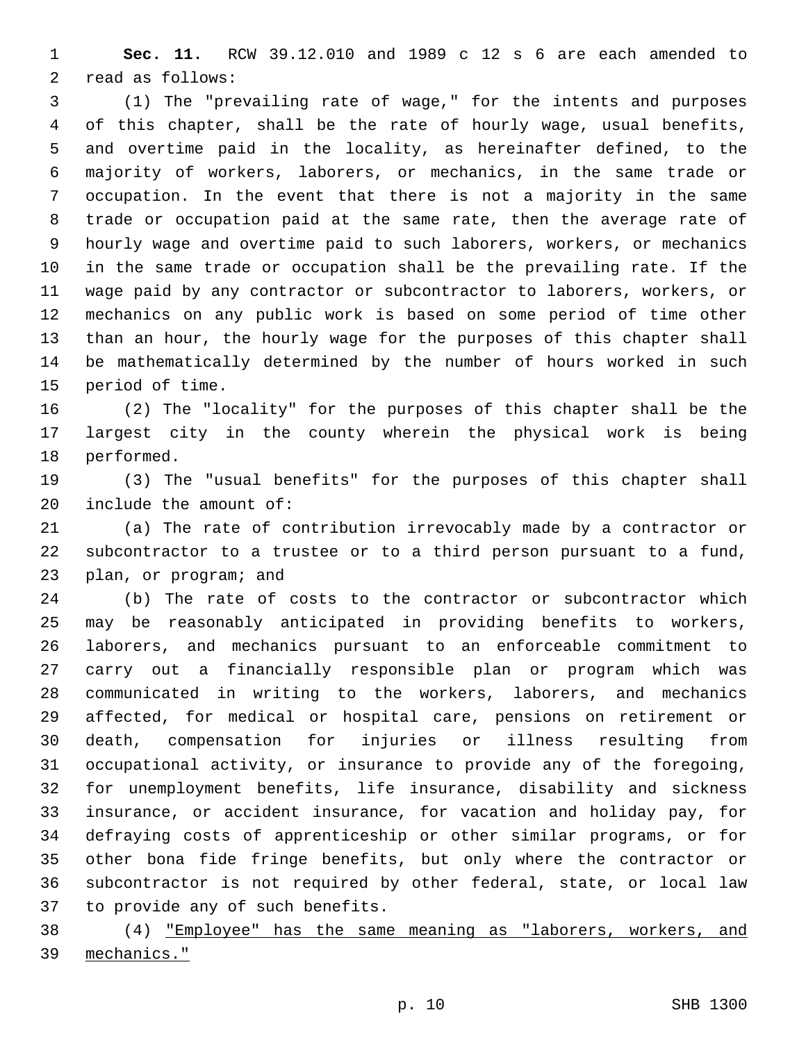**Sec. 11.** RCW 39.12.010 and 1989 c 12 s 6 are each amended to read as follows:

(1) The "prevailing rate of wage," for the intents and purposes of this chapter, shall be the rate of hourly wage, usual benefits, and overtime paid in the locality, as hereinafter defined, to the majority of workers, laborers, or mechanics, in the same trade or occupation. In the event that there is not a majority in the same trade or occupation paid at the same rate, then the average rate of hourly wage and overtime paid to such laborers, workers, or mechanics in the same trade or occupation shall be the prevailing rate. If the wage paid by any contractor or subcontractor to laborers, workers, or mechanics on any public work is based on some period of time other than an hour, the hourly wage for the purposes of this chapter shall be mathematically determined by the number of hours worked in such period of time.

(2) The "locality" for the purposes of this chapter shall be the largest city in the county wherein the physical work is being performed.

(3) The "usual benefits" for the purposes of this chapter shall include the amount of:

(a) The rate of contribution irrevocably made by a contractor or subcontractor to a trustee or to a third person pursuant to a fund, plan, or program; and

(b) The rate of costs to the contractor or subcontractor which may be reasonably anticipated in providing benefits to workers, laborers, and mechanics pursuant to an enforceable commitment to carry out a financially responsible plan or program which was communicated in writing to the workers, laborers, and mechanics affected, for medical or hospital care, pensions on retirement or death, compensation for injuries or illness resulting from occupational activity, or insurance to provide any of the foregoing, for unemployment benefits, life insurance, disability and sickness insurance, or accident insurance, for vacation and holiday pay, for defraying costs of apprenticeship or other similar programs, or for other bona fide fringe benefits, but only where the contractor or subcontractor is not required by other federal, state, or local law to provide any of such benefits.

(4) <u>"Employee" has the same meaning as "laborers, workers, and mechanics."</u>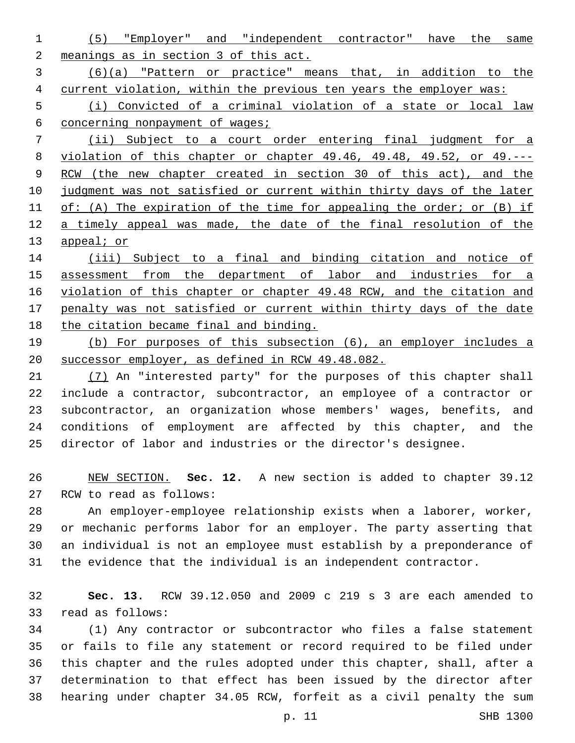(5) "Employer" and "independent contractor" have the same meanings as in section 3 of this act.

(6)(a) "Pattern or practice" means that, in addition to the current violation, within the previous ten years the employer was:

(i) Convicted of a criminal violation of a state or local law concerning nonpayment of wages;

(ii) Subject to a court order entering final judgment for a violation of this chapter or chapter 49.46, 49.48, 49.52, or 49.--- RCW (the new chapter created in section 30 of this act), and the judgment was not satisfied or current within thirty days of the later of: (A) The expiration of the time for appealing the order; or (B) if a timely appeal was made, the date of the final resolution of the appeal; or

(iii) Subject to a final and binding citation and notice of assessment from the department of labor and industries for a violation of this chapter or chapter 49.48 RCW, and the citation and penalty was not satisfied or current within thirty days of the date the citation became final and binding.

(b) For purposes of this subsection (6), an employer includes a successor employer, as defined in RCW 49.48.082.

(7) An "interested party" for the purposes of this chapter shall include a contractor, subcontractor, an employee of a contractor or subcontractor, an organization whose members' wages, benefits, and conditions of employment are affected by this chapter, and the director of labor and industries or the director's designee.

NEW SECTION. **Sec. 12.** A new section is added to chapter 39.12 RCW to read as follows:

An employer-employee relationship exists when a laborer, worker, or mechanic performs labor for an employer. The party asserting that an individual is not an employee must establish by a preponderance of the evidence that the individual is an independent contractor.

**Sec. 13.** RCW 39.12.050 and 2009 c 219 s 3 are each amended to read as follows:

(1) Any contractor or subcontractor who files a false statement or fails to file any statement or record required to be filed under this chapter and the rules adopted under this chapter, shall, after a determination to that effect has been issued by the director after hearing under chapter 34.05 RCW, forfeit as a civil penalty the sum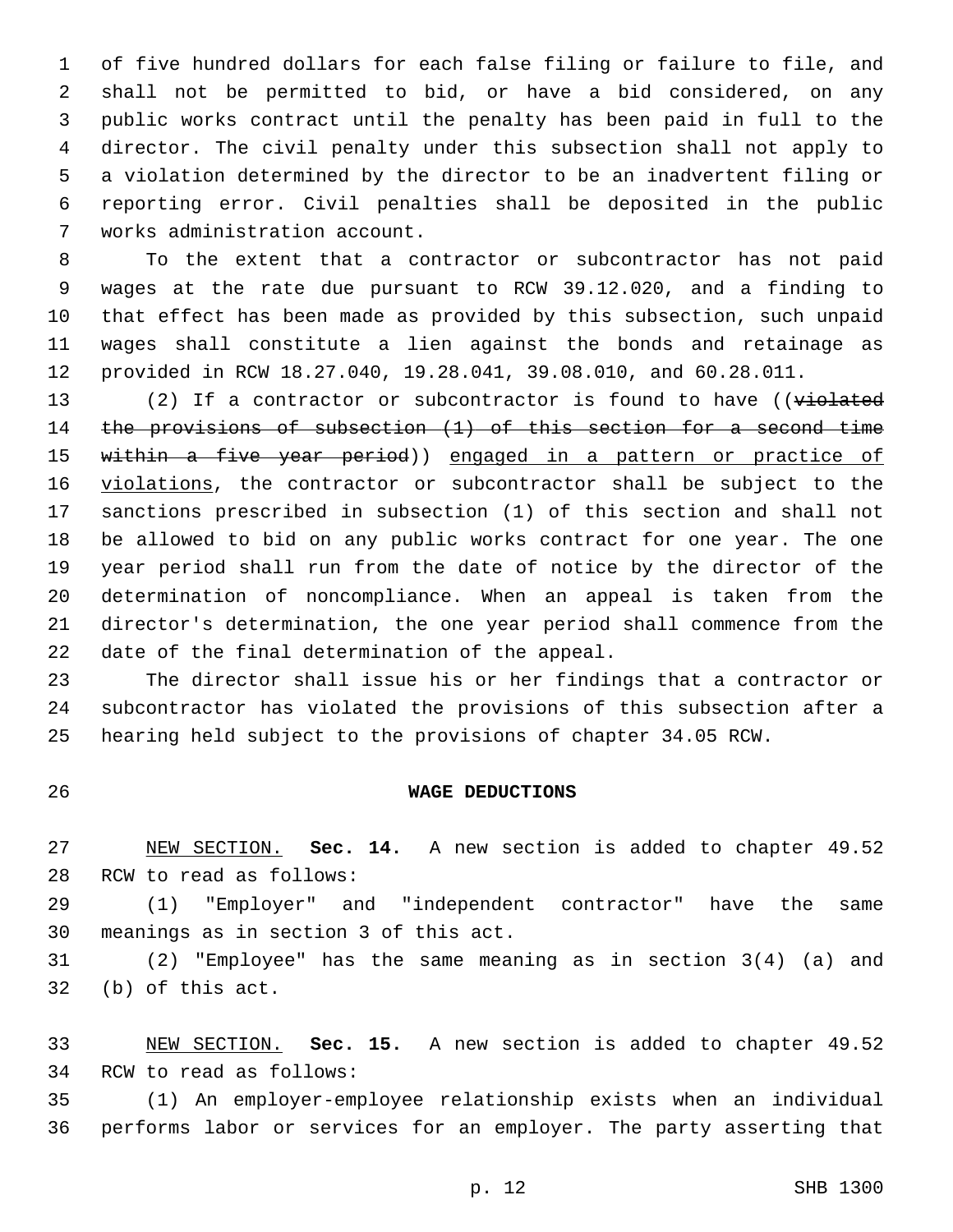of five hundred dollars for each false filing or failure to file, and shall not be permitted to bid, or have a bid considered, on any public works contract until the penalty has been paid in full to the director. The civil penalty under this subsection shall not apply to a violation determined by the director to be an inadvertent filing or reporting error. Civil penalties shall be deposited in the public works administration account.

To the extent that a contractor or subcontractor has not paid wages at the rate due pursuant to RCW 39.12.020, and a finding to that effect has been made as provided by this subsection, such unpaid wages shall constitute a lien against the bonds and retainage as provided in RCW 18.27.040, 19.28.041, 39.08.010, and 60.28.011.

(2) If a contractor or subcontractor is found to have ((~~violated the provisions of subsection (1) of this section for a second time within a five year period~~)) <u>engaged in a pattern or practice of violations</u>, the contractor or subcontractor shall be subject to the sanctions prescribed in subsection (1) of this section and shall not be allowed to bid on any public works contract for one year. The one year period shall run from the date of notice by the director of the determination of noncompliance. When an appeal is taken from the director's determination, the one year period shall commence from the date of the final determination of the appeal.

The director shall issue his or her findings that a contractor or subcontractor has violated the provisions of this subsection after a hearing held subject to the provisions of chapter 34.05 RCW.

**WAGE DEDUCTIONS**

<u>NEW SECTION.</u> **Sec. 14.** A new section is added to chapter 49.52 RCW to read as follows:

(1) "Employer" and "independent contractor" have the same meanings as in section 3 of this act.

(2) "Employee" has the same meaning as in section 3(4) (a) and (b) of this act.

<u>NEW SECTION.</u> **Sec. 15.** A new section is added to chapter 49.52 RCW to read as follows:

(1) An employer-employee relationship exists when an individual performs labor or services for an employer. The party asserting that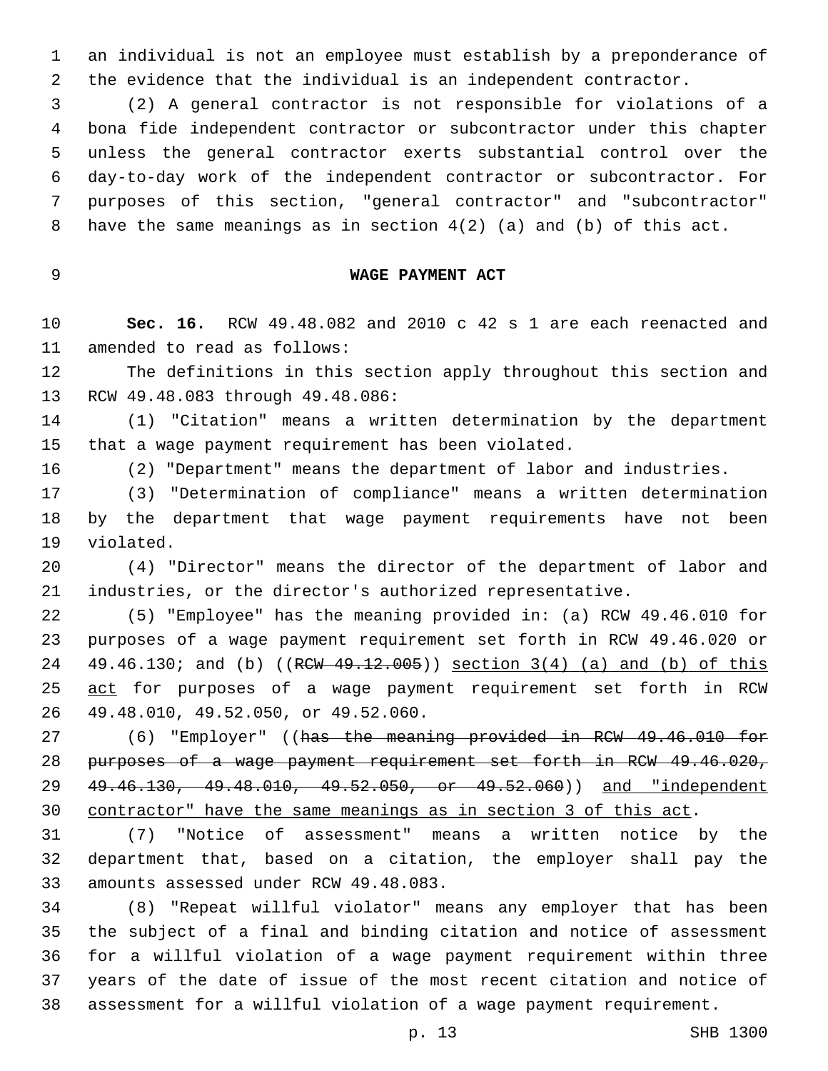an individual is not an employee must establish by a preponderance of the evidence that the individual is an independent contractor.

(2) A general contractor is not responsible for violations of a bona fide independent contractor or subcontractor under this chapter unless the general contractor exerts substantial control over the day-to-day work of the independent contractor or subcontractor. For purposes of this section, "general contractor" and "subcontractor" have the same meanings as in section 4(2) (a) and (b) of this act.

**WAGE PAYMENT ACT**

**Sec. 16.** RCW 49.48.082 and 2010 c 42 s 1 are each reenacted and amended to read as follows:

The definitions in this section apply throughout this section and RCW 49.48.083 through 49.48.086:

(1) "Citation" means a written determination by the department that a wage payment requirement has been violated.

(2) "Department" means the department of labor and industries.

(3) "Determination of compliance" means a written determination by the department that wage payment requirements have not been violated.

(4) "Director" means the director of the department of labor and industries, or the director's authorized representative.

(5) "Employee" has the meaning provided in: (a) RCW 49.46.010 for purposes of a wage payment requirement set forth in RCW 49.46.020 or 49.46.130; and (b) ((~~RCW 49.12.005~~)) <u>section 3(4) (a) and (b) of this act</u> for purposes of a wage payment requirement set forth in RCW 49.48.010, 49.52.050, or 49.52.060.

(6) "Employer" ((~~has the meaning provided in RCW 49.46.010 for purposes of a wage payment requirement set forth in RCW 49.46.020, 49.46.130, 49.48.010, 49.52.050, or 49.52.060~~)) <u>and "independent contractor" have the same meanings as in section 3 of this act</u>.

(7) "Notice of assessment" means a written notice by the department that, based on a citation, the employer shall pay the amounts assessed under RCW 49.48.083.

(8) "Repeat willful violator" means any employer that has been the subject of a final and binding citation and notice of assessment for a willful violation of a wage payment requirement within three years of the date of issue of the most recent citation and notice of assessment for a willful violation of a wage payment requirement.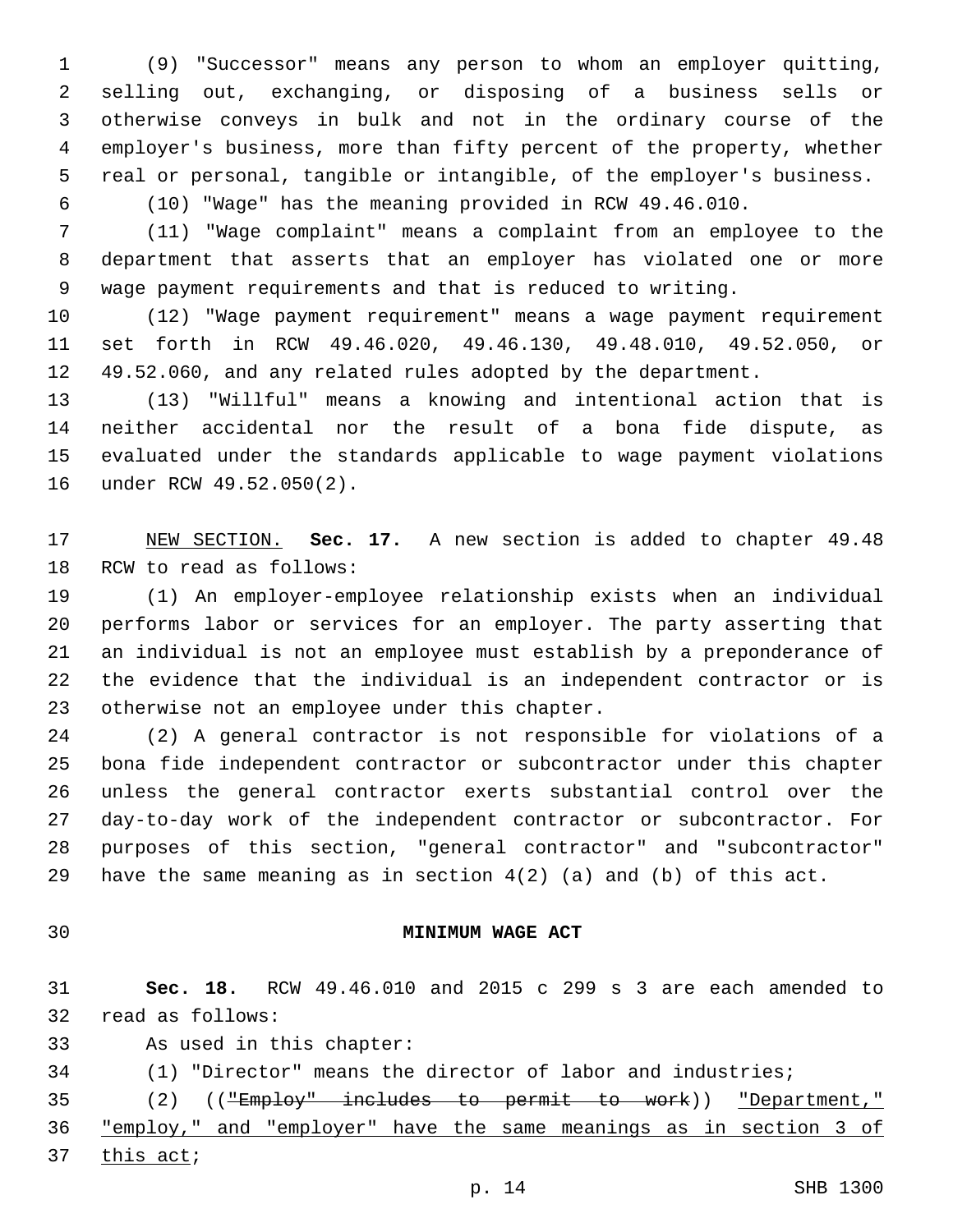(9) "Successor" means any person to whom an employer quitting, selling out, exchanging, or disposing of a business sells or otherwise conveys in bulk and not in the ordinary course of the employer's business, more than fifty percent of the property, whether real or personal, tangible or intangible, of the employer's business.

(10) "Wage" has the meaning provided in RCW 49.46.010.

(11) "Wage complaint" means a complaint from an employee to the department that asserts that an employer has violated one or more wage payment requirements and that is reduced to writing.

(12) "Wage payment requirement" means a wage payment requirement set forth in RCW 49.46.020, 49.46.130, 49.48.010, 49.52.050, or 49.52.060, and any related rules adopted by the department.

(13) "Willful" means a knowing and intentional action that is neither accidental nor the result of a bona fide dispute, as evaluated under the standards applicable to wage payment violations under RCW 49.52.050(2).

NEW SECTION. **Sec. 17.** A new section is added to chapter 49.48 RCW to read as follows:

(1) An employer-employee relationship exists when an individual performs labor or services for an employer. The party asserting that an individual is not an employee must establish by a preponderance of the evidence that the individual is an independent contractor or is otherwise not an employee under this chapter.

(2) A general contractor is not responsible for violations of a bona fide independent contractor or subcontractor under this chapter unless the general contractor exerts substantial control over the day-to-day work of the independent contractor or subcontractor. For purposes of this section, "general contractor" and "subcontractor" have the same meaning as in section 4(2) (a) and (b) of this act.

## MINIMUM WAGE ACT

**Sec. 18.** RCW 49.46.010 and 2015 c 299 s 3 are each amended to read as follows:

As used in this chapter:

(1) "Director" means the director of labor and industries;

(2) ((~~"Employ" includes to permit to work~~)) "Department," "employ," and "employer" have the same meanings as in section 3 of this act;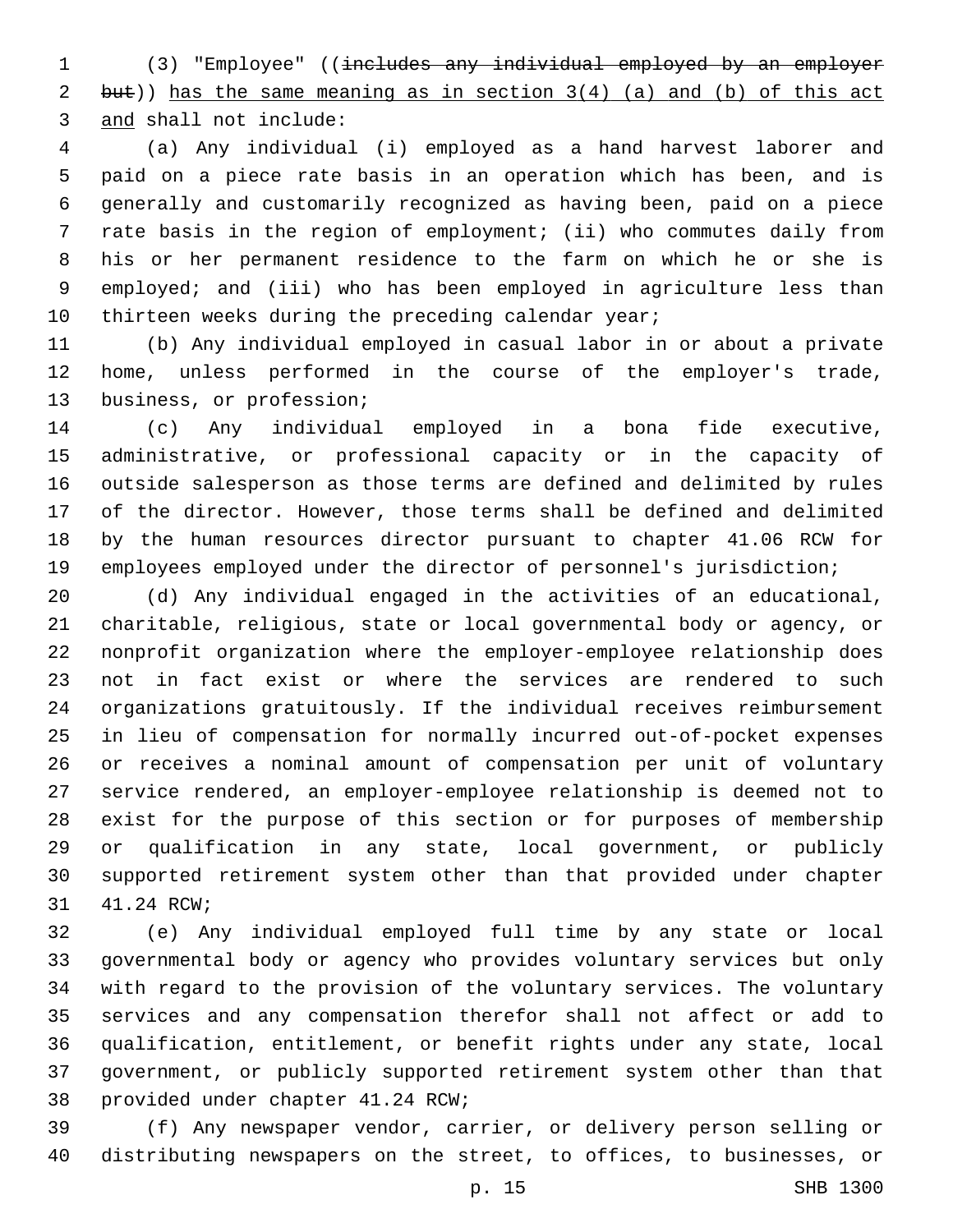(3) "Employee" ((~~includes any individual employed by an employer but~~)) has the same meaning as in section 3(4) (a) and (b) of this act and shall not include:

(a) Any individual (i) employed as a hand harvest laborer and paid on a piece rate basis in an operation which has been, and is generally and customarily recognized as having been, paid on a piece rate basis in the region of employment; (ii) who commutes daily from his or her permanent residence to the farm on which he or she is employed; and (iii) who has been employed in agriculture less than thirteen weeks during the preceding calendar year;

(b) Any individual employed in casual labor in or about a private home, unless performed in the course of the employer's trade, business, or profession;

(c) Any individual employed in a bona fide executive, administrative, or professional capacity or in the capacity of outside salesperson as those terms are defined and delimited by rules of the director. However, those terms shall be defined and delimited by the human resources director pursuant to chapter 41.06 RCW for employees employed under the director of personnel's jurisdiction;

(d) Any individual engaged in the activities of an educational, charitable, religious, state or local governmental body or agency, or nonprofit organization where the employer-employee relationship does not in fact exist or where the services are rendered to such organizations gratuitously. If the individual receives reimbursement in lieu of compensation for normally incurred out-of-pocket expenses or receives a nominal amount of compensation per unit of voluntary service rendered, an employer-employee relationship is deemed not to exist for the purpose of this section or for purposes of membership or qualification in any state, local government, or publicly supported retirement system other than that provided under chapter 41.24 RCW;

(e) Any individual employed full time by any state or local governmental body or agency who provides voluntary services but only with regard to the provision of the voluntary services. The voluntary services and any compensation therefor shall not affect or add to qualification, entitlement, or benefit rights under any state, local government, or publicly supported retirement system other than that provided under chapter 41.24 RCW;

(f) Any newspaper vendor, carrier, or delivery person selling or distributing newspapers on the street, to offices, to businesses, or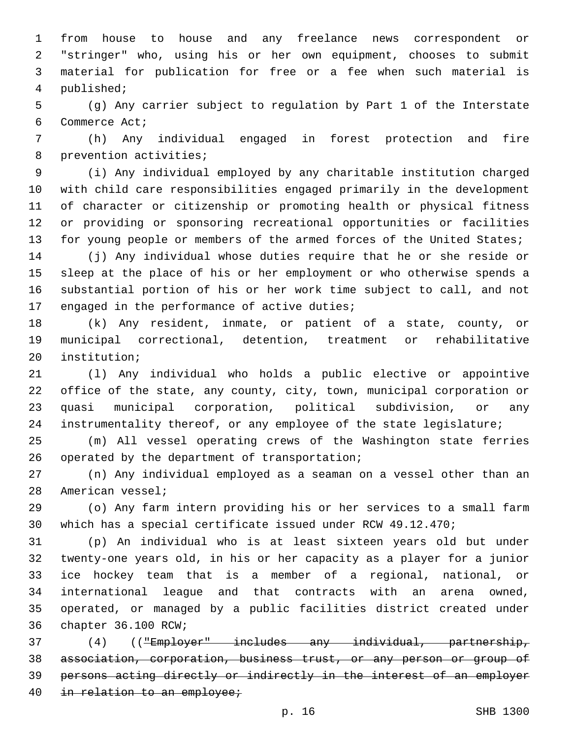from house to house and any freelance news correspondent or "stringer" who, using his or her own equipment, chooses to submit material for publication for free or a fee when such material is published;

(g) Any carrier subject to regulation by Part 1 of the Interstate Commerce Act;

(h) Any individual engaged in forest protection and fire prevention activities;

(i) Any individual employed by any charitable institution charged with child care responsibilities engaged primarily in the development of character or citizenship or promoting health or physical fitness or providing or sponsoring recreational opportunities or facilities for young people or members of the armed forces of the United States;

(j) Any individual whose duties require that he or she reside or sleep at the place of his or her employment or who otherwise spends a substantial portion of his or her work time subject to call, and not engaged in the performance of active duties;

(k) Any resident, inmate, or patient of a state, county, or municipal correctional, detention, treatment or rehabilitative institution;

(l) Any individual who holds a public elective or appointive office of the state, any county, city, town, municipal corporation or quasi municipal corporation, political subdivision, or any instrumentality thereof, or any employee of the state legislature;

(m) All vessel operating crews of the Washington state ferries operated by the department of transportation;

(n) Any individual employed as a seaman on a vessel other than an American vessel;

(o) Any farm intern providing his or her services to a small farm which has a special certificate issued under RCW 49.12.470;

(p) An individual who is at least sixteen years old but under twenty-one years old, in his or her capacity as a player for a junior ice hockey team that is a member of a regional, national, or international league and that contracts with an arena owned, operated, or managed by a public facilities district created under chapter 36.100 RCW;

(4) ((~~"Employer" includes any individual, partnership, association, corporation, business trust, or any person or group of persons acting directly or indirectly in the interest of an employer in relation to an employee;~~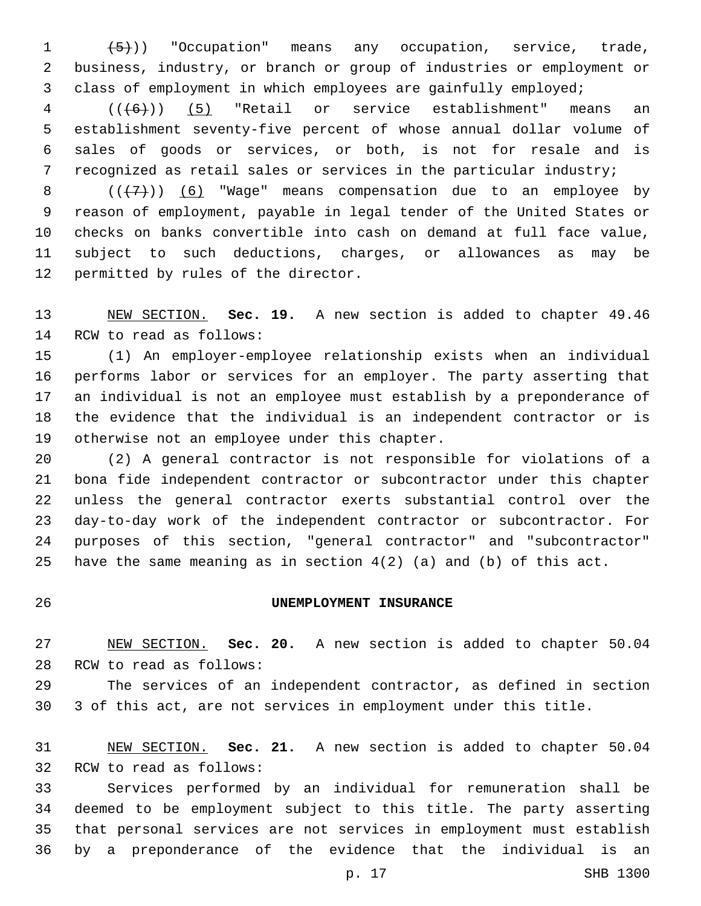(~~(5)~~)) "Occupation" means any occupation, service, trade, business, industry, or branch or group of industries or employment or class of employment in which employees are gainfully employed;

((~~(6)~~)) <u>(5)</u> "Retail or service establishment" means an establishment seventy-five percent of whose annual dollar volume of sales of goods or services, or both, is not for resale and is recognized as retail sales or services in the particular industry;

((~~(7)~~)) <u>(6)</u> "Wage" means compensation due to an employee by reason of employment, payable in legal tender of the United States or checks on banks convertible into cash on demand at full face value, subject to such deductions, charges, or allowances as may be permitted by rules of the director.

<u>NEW SECTION.</u> **Sec. 19.** A new section is added to chapter 49.46 RCW to read as follows:

(1) An employer-employee relationship exists when an individual performs labor or services for an employer. The party asserting that an individual is not an employee must establish by a preponderance of the evidence that the individual is an independent contractor or is otherwise not an employee under this chapter.

(2) A general contractor is not responsible for violations of a bona fide independent contractor or subcontractor under this chapter unless the general contractor exerts substantial control over the day-to-day work of the independent contractor or subcontractor. For purposes of this section, "general contractor" and "subcontractor" have the same meaning as in section 4(2) (a) and (b) of this act.

**UNEMPLOYMENT INSURANCE**

<u>NEW SECTION.</u> **Sec. 20.** A new section is added to chapter 50.04 RCW to read as follows:

The services of an independent contractor, as defined in section 3 of this act, are not services in employment under this title.

<u>NEW SECTION.</u> **Sec. 21.** A new section is added to chapter 50.04 RCW to read as follows:

Services performed by an individual for remuneration shall be deemed to be employment subject to this title. The party asserting that personal services are not services in employment must establish by a preponderance of the evidence that the individual is an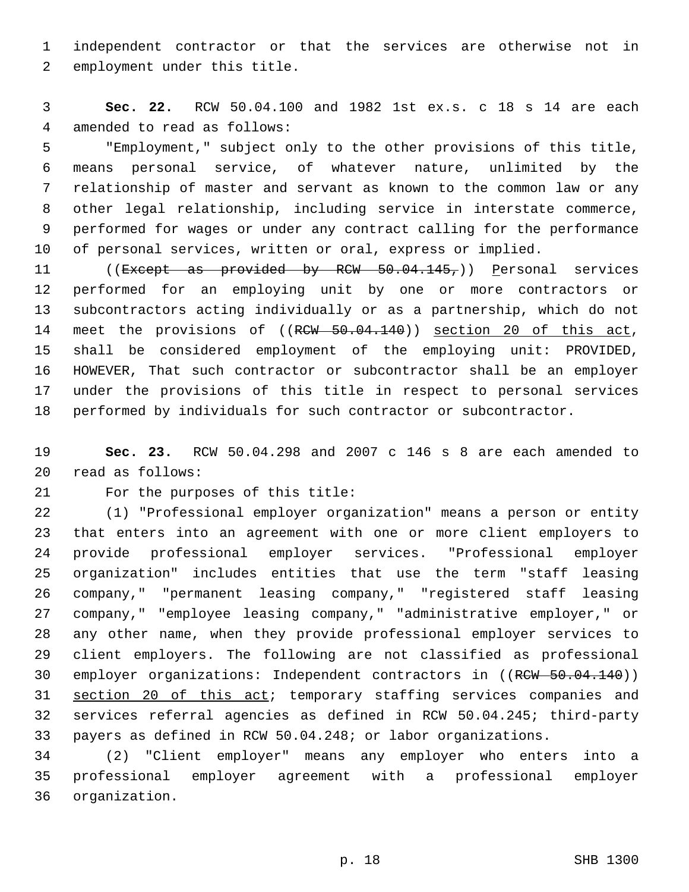independent contractor or that the services are otherwise not in employment under this title.

**Sec. 22.** RCW 50.04.100 and 1982 1st ex.s. c 18 s 14 are each amended to read as follows:

"Employment," subject only to the other provisions of this title, means personal service, of whatever nature, unlimited by the relationship of master and servant as known to the common law or any other legal relationship, including service in interstate commerce, performed for wages or under any contract calling for the performance of personal services, written or oral, express or implied.

((~~Except as provided by RCW 50.04.145,~~)) Personal services performed for an employing unit by one or more contractors or subcontractors acting individually or as a partnership, which do not meet the provisions of ((~~RCW 50.04.140~~)) section 20 of this act, shall be considered employment of the employing unit: PROVIDED, HOWEVER, That such contractor or subcontractor shall be an employer under the provisions of this title in respect to personal services performed by individuals for such contractor or subcontractor.

**Sec. 23.** RCW 50.04.298 and 2007 c 146 s 8 are each amended to read as follows:

For the purposes of this title:

(1) "Professional employer organization" means a person or entity that enters into an agreement with one or more client employers to provide professional employer services. "Professional employer organization" includes entities that use the term "staff leasing company," "permanent leasing company," "registered staff leasing company," "employee leasing company," "administrative employer," or any other name, when they provide professional employer services to client employers. The following are not classified as professional employer organizations: Independent contractors in ((~~RCW 50.04.140~~)) section 20 of this act; temporary staffing services companies and services referral agencies as defined in RCW 50.04.245; third-party payers as defined in RCW 50.04.248; or labor organizations.

(2) "Client employer" means any employer who enters into a professional employer agreement with a professional employer organization.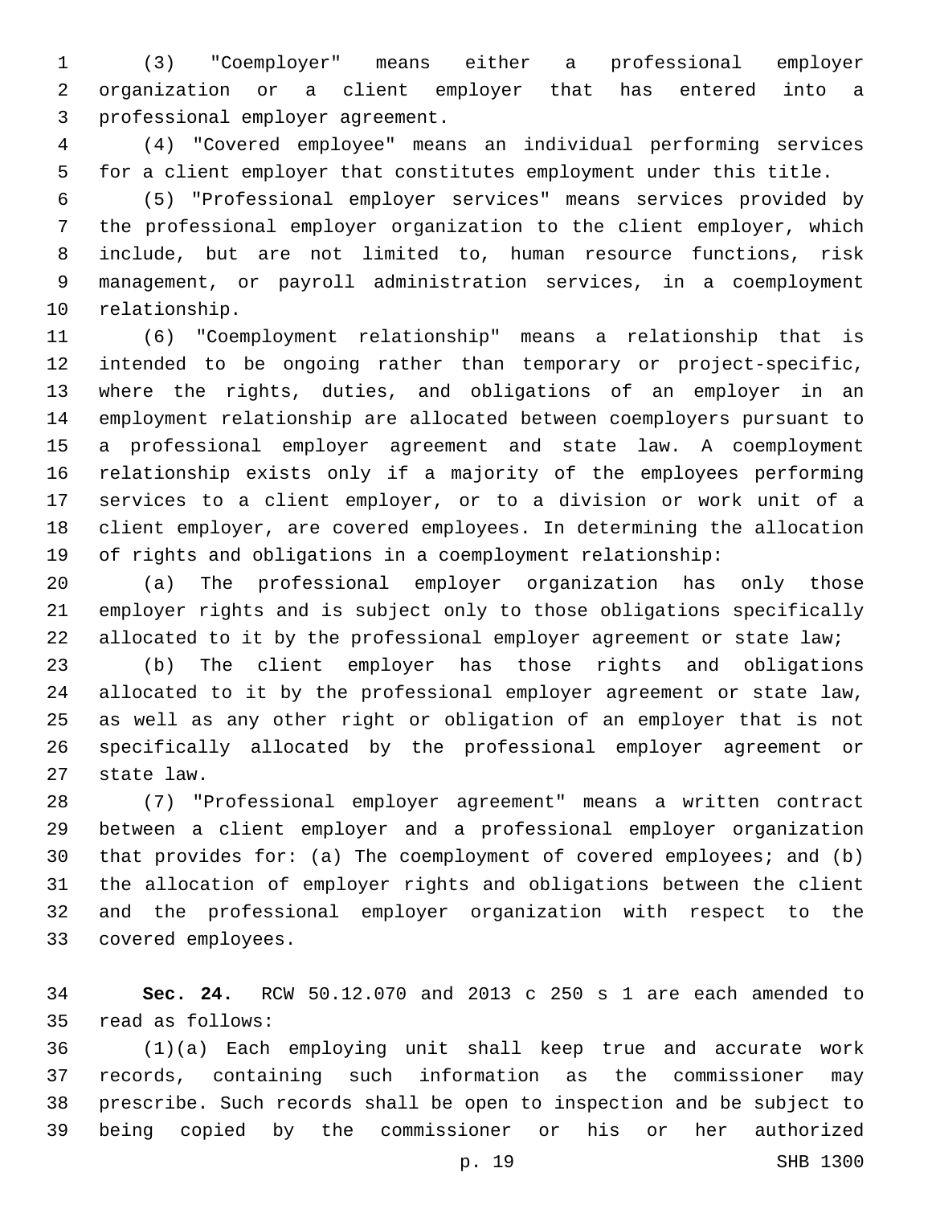(3) "Coemployer" means either a professional employer organization or a client employer that has entered into a professional employer agreement.

(4) "Covered employee" means an individual performing services for a client employer that constitutes employment under this title.

(5) "Professional employer services" means services provided by the professional employer organization to the client employer, which include, but are not limited to, human resource functions, risk management, or payroll administration services, in a coemployment relationship.

(6) "Coemployment relationship" means a relationship that is intended to be ongoing rather than temporary or project-specific, where the rights, duties, and obligations of an employer in an employment relationship are allocated between coemployers pursuant to a professional employer agreement and state law. A coemployment relationship exists only if a majority of the employees performing services to a client employer, or to a division or work unit of a client employer, are covered employees. In determining the allocation of rights and obligations in a coemployment relationship:

(a) The professional employer organization has only those employer rights and is subject only to those obligations specifically allocated to it by the professional employer agreement or state law;

(b) The client employer has those rights and obligations allocated to it by the professional employer agreement or state law, as well as any other right or obligation of an employer that is not specifically allocated by the professional employer agreement or state law.

(7) "Professional employer agreement" means a written contract between a client employer and a professional employer organization that provides for: (a) The coemployment of covered employees; and (b) the allocation of employer rights and obligations between the client and the professional employer organization with respect to the covered employees.

**Sec. 24.** RCW 50.12.070 and 2013 c 250 s 1 are each amended to read as follows:

(1)(a) Each employing unit shall keep true and accurate work records, containing such information as the commissioner may prescribe. Such records shall be open to inspection and be subject to being copied by the commissioner or his or her authorized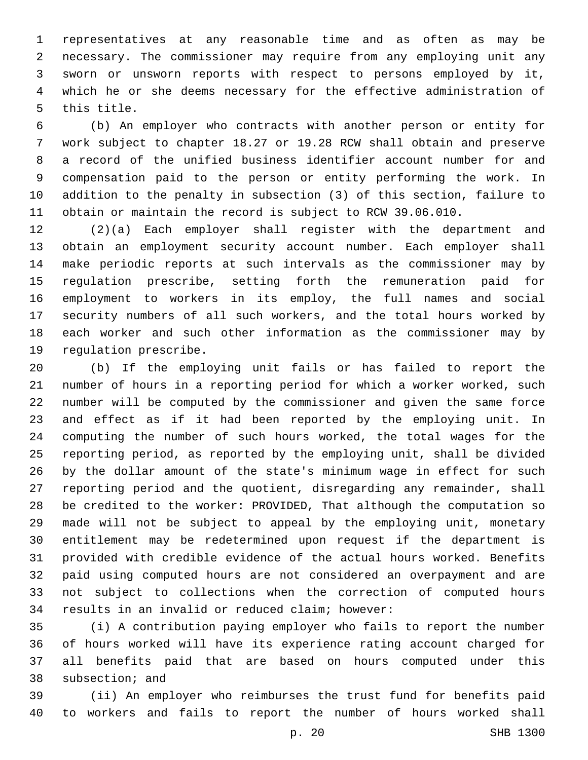representatives at any reasonable time and as often as may be necessary. The commissioner may require from any employing unit any sworn or unsworn reports with respect to persons employed by it, which he or she deems necessary for the effective administration of this title.

(b) An employer who contracts with another person or entity for work subject to chapter 18.27 or 19.28 RCW shall obtain and preserve a record of the unified business identifier account number for and compensation paid to the person or entity performing the work. In addition to the penalty in subsection (3) of this section, failure to obtain or maintain the record is subject to RCW 39.06.010.

(2)(a) Each employer shall register with the department and obtain an employment security account number. Each employer shall make periodic reports at such intervals as the commissioner may by regulation prescribe, setting forth the remuneration paid for employment to workers in its employ, the full names and social security numbers of all such workers, and the total hours worked by each worker and such other information as the commissioner may by regulation prescribe.

(b) If the employing unit fails or has failed to report the number of hours in a reporting period for which a worker worked, such number will be computed by the commissioner and given the same force and effect as if it had been reported by the employing unit. In computing the number of such hours worked, the total wages for the reporting period, as reported by the employing unit, shall be divided by the dollar amount of the state's minimum wage in effect for such reporting period and the quotient, disregarding any remainder, shall be credited to the worker: PROVIDED, That although the computation so made will not be subject to appeal by the employing unit, monetary entitlement may be redetermined upon request if the department is provided with credible evidence of the actual hours worked. Benefits paid using computed hours are not considered an overpayment and are not subject to collections when the correction of computed hours results in an invalid or reduced claim; however:

(i) A contribution paying employer who fails to report the number of hours worked will have its experience rating account charged for all benefits paid that are based on hours computed under this subsection; and

(ii) An employer who reimburses the trust fund for benefits paid to workers and fails to report the number of hours worked shall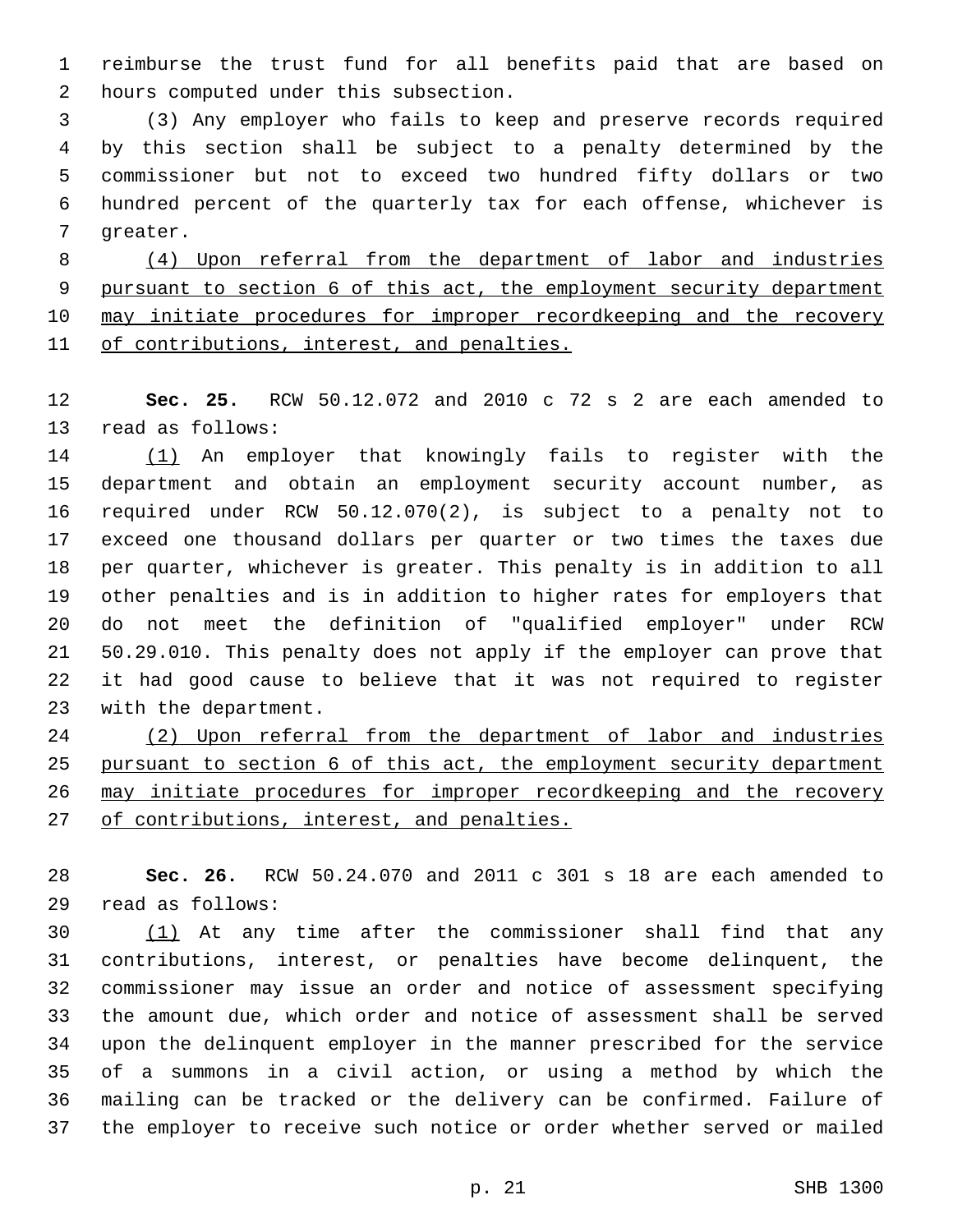reimburse the trust fund for all benefits paid that are based on hours computed under this subsection.

(3) Any employer who fails to keep and preserve records required by this section shall be subject to a penalty determined by the commissioner but not to exceed two hundred fifty dollars or two hundred percent of the quarterly tax for each offense, whichever is greater.

(4) Upon referral from the department of labor and industries pursuant to section 6 of this act, the employment security department may initiate procedures for improper recordkeeping and the recovery of contributions, interest, and penalties.

**Sec. 25.** RCW 50.12.072 and 2010 c 72 s 2 are each amended to read as follows:

(1) An employer that knowingly fails to register with the department and obtain an employment security account number, as required under RCW 50.12.070(2), is subject to a penalty not to exceed one thousand dollars per quarter or two times the taxes due per quarter, whichever is greater. This penalty is in addition to all other penalties and is in addition to higher rates for employers that do not meet the definition of "qualified employer" under RCW 50.29.010. This penalty does not apply if the employer can prove that it had good cause to believe that it was not required to register with the department.

(2) Upon referral from the department of labor and industries pursuant to section 6 of this act, the employment security department may initiate procedures for improper recordkeeping and the recovery of contributions, interest, and penalties.

**Sec. 26.** RCW 50.24.070 and 2011 c 301 s 18 are each amended to read as follows:

(1) At any time after the commissioner shall find that any contributions, interest, or penalties have become delinquent, the commissioner may issue an order and notice of assessment specifying the amount due, which order and notice of assessment shall be served upon the delinquent employer in the manner prescribed for the service of a summons in a civil action, or using a method by which the mailing can be tracked or the delivery can be confirmed. Failure of the employer to receive such notice or order whether served or mailed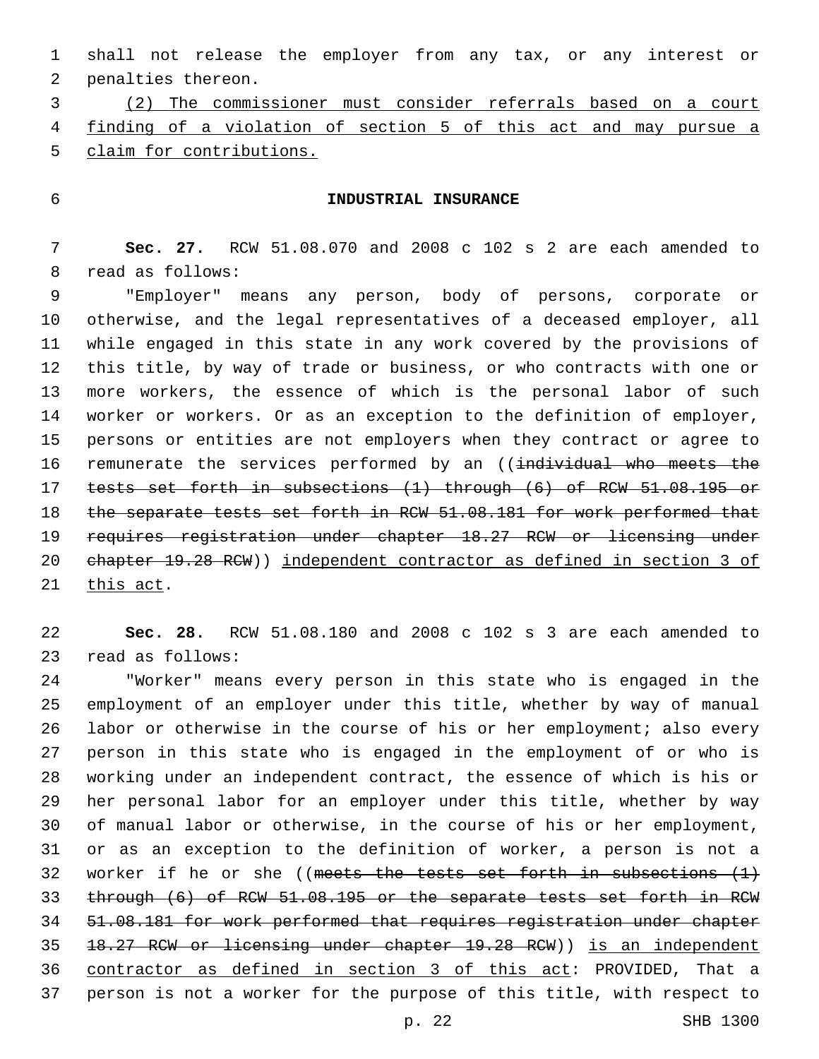shall not release the employer from any tax, or any interest or penalties thereon.

(2) The commissioner must consider referrals based on a court finding of a violation of section 5 of this act and may pursue a claim for contributions.

## INDUSTRIAL INSURANCE

**Sec. 27.** RCW 51.08.070 and 2008 c 102 s 2 are each amended to read as follows:

"Employer" means any person, body of persons, corporate or otherwise, and the legal representatives of a deceased employer, all while engaged in this state in any work covered by the provisions of this title, by way of trade or business, or who contracts with one or more workers, the essence of which is the personal labor of such worker or workers. Or as an exception to the definition of employer, persons or entities are not employers when they contract or agree to remunerate the services performed by an ((~~individual who meets the tests set forth in subsections (1) through (6) of RCW 51.08.195 or the separate tests set forth in RCW 51.08.181 for work performed that requires registration under chapter 18.27 RCW or licensing under chapter 19.28 RCW~~)) <u>independent contractor as defined in section 3 of this act</u>.

**Sec. 28.** RCW 51.08.180 and 2008 c 102 s 3 are each amended to read as follows:

"Worker" means every person in this state who is engaged in the employment of an employer under this title, whether by way of manual labor or otherwise in the course of his or her employment; also every person in this state who is engaged in the employment of or who is working under an independent contract, the essence of which is his or her personal labor for an employer under this title, whether by way of manual labor or otherwise, in the course of his or her employment, or as an exception to the definition of worker, a person is not a worker if he or she ((~~meets the tests set forth in subsections (1) through (6) of RCW 51.08.195 or the separate tests set forth in RCW 51.08.181 for work performed that requires registration under chapter 18.27 RCW or licensing under chapter 19.28 RCW~~)) <u>is an independent contractor as defined in section 3 of this act</u>: PROVIDED, That a person is not a worker for the purpose of this title, with respect to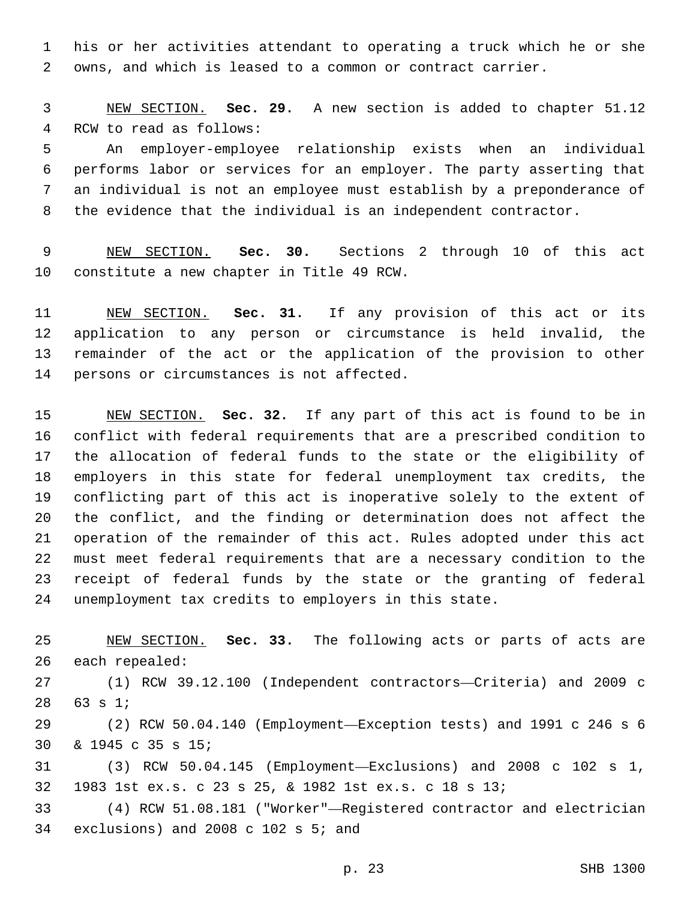his or her activities attendant to operating a truck which he or she owns, and which is leased to a common or contract carrier.

NEW SECTION. **Sec. 29.** A new section is added to chapter 51.12 RCW to read as follows:

An employer-employee relationship exists when an individual performs labor or services for an employer. The party asserting that an individual is not an employee must establish by a preponderance of the evidence that the individual is an independent contractor.

NEW SECTION. **Sec. 30.** Sections 2 through 10 of this act constitute a new chapter in Title 49 RCW.

NEW SECTION. **Sec. 31.** If any provision of this act or its application to any person or circumstance is held invalid, the remainder of the act or the application of the provision to other persons or circumstances is not affected.

NEW SECTION. **Sec. 32.** If any part of this act is found to be in conflict with federal requirements that are a prescribed condition to the allocation of federal funds to the state or the eligibility of employers in this state for federal unemployment tax credits, the conflicting part of this act is inoperative solely to the extent of the conflict, and the finding or determination does not affect the operation of the remainder of this act. Rules adopted under this act must meet federal requirements that are a necessary condition to the receipt of federal funds by the state or the granting of federal unemployment tax credits to employers in this state.

NEW SECTION. **Sec. 33.** The following acts or parts of acts are each repealed:

(1) RCW 39.12.100 (Independent contractors—Criteria) and 2009 c 63 s 1;

(2) RCW 50.04.140 (Employment—Exception tests) and 1991 c 246 s 6 & 1945 c 35 s 15;

(3) RCW 50.04.145 (Employment—Exclusions) and 2008 c 102 s 1, 1983 1st ex.s. c 23 s 25, & 1982 1st ex.s. c 18 s 13;

(4) RCW 51.08.181 ("Worker"—Registered contractor and electrician exclusions) and 2008 c 102 s 5; and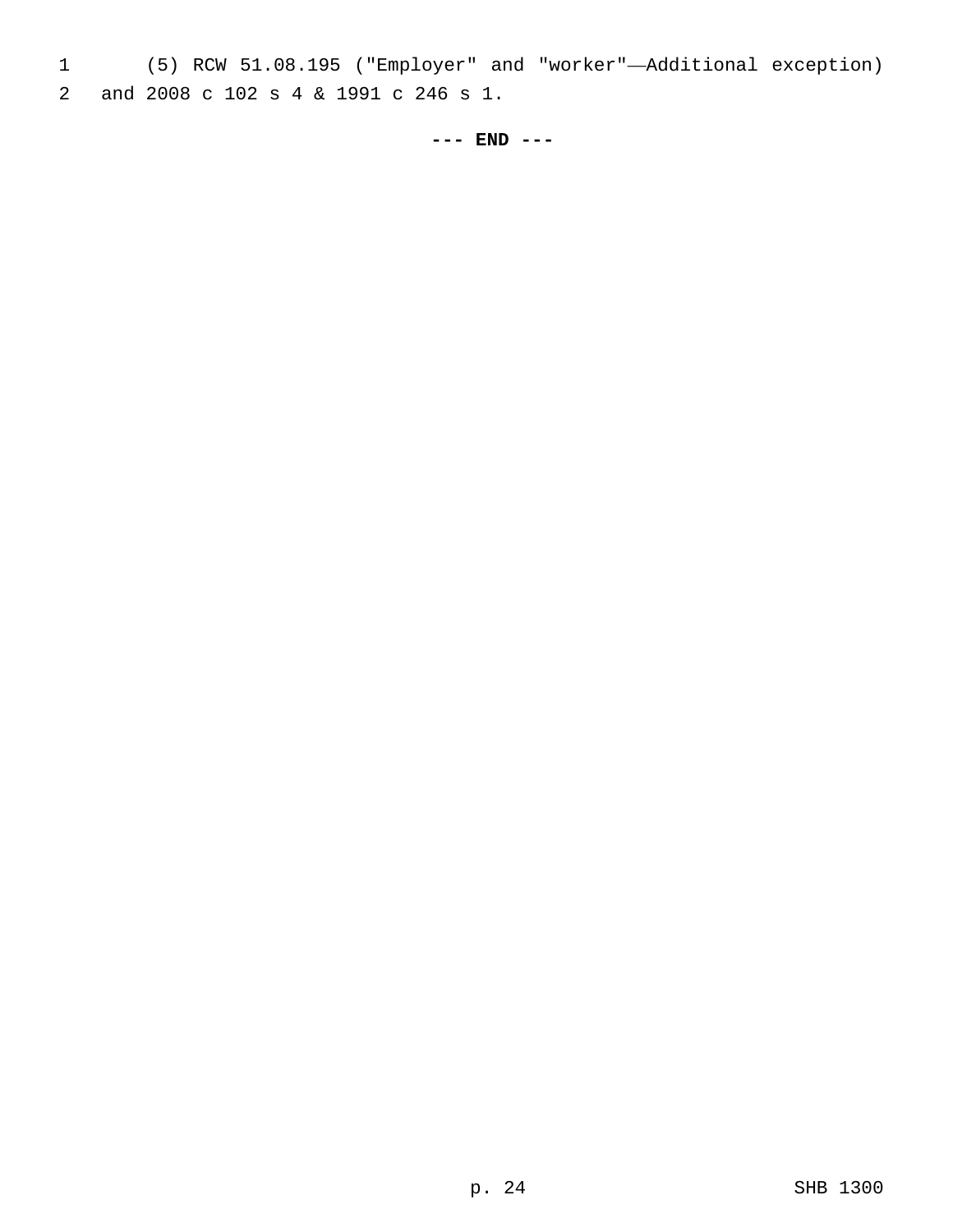(5) RCW 51.08.195 ("Employer" and "worker"—Additional exception) and 2008 c 102 s 4 & 1991 c 246 s 1.

**--- END ---**